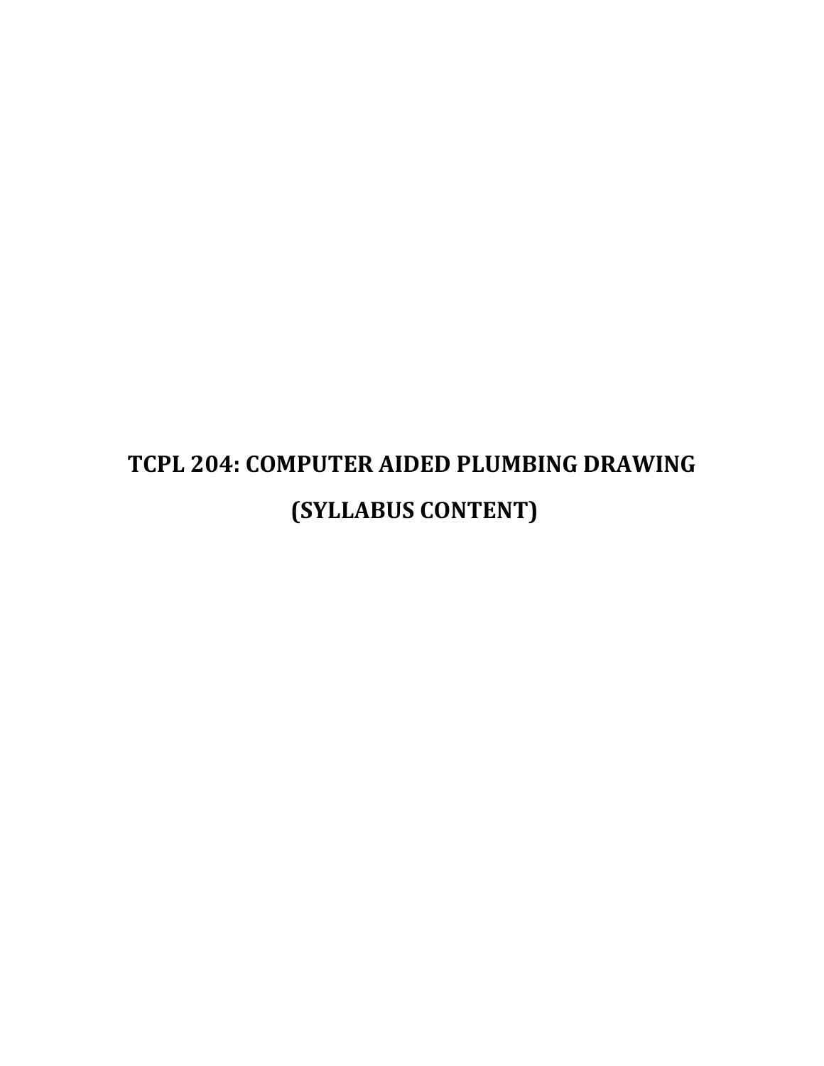# TCPL 204: COMPUTER AIDED PLUMBING DRAWING

# (SYLLABUS CONTENT)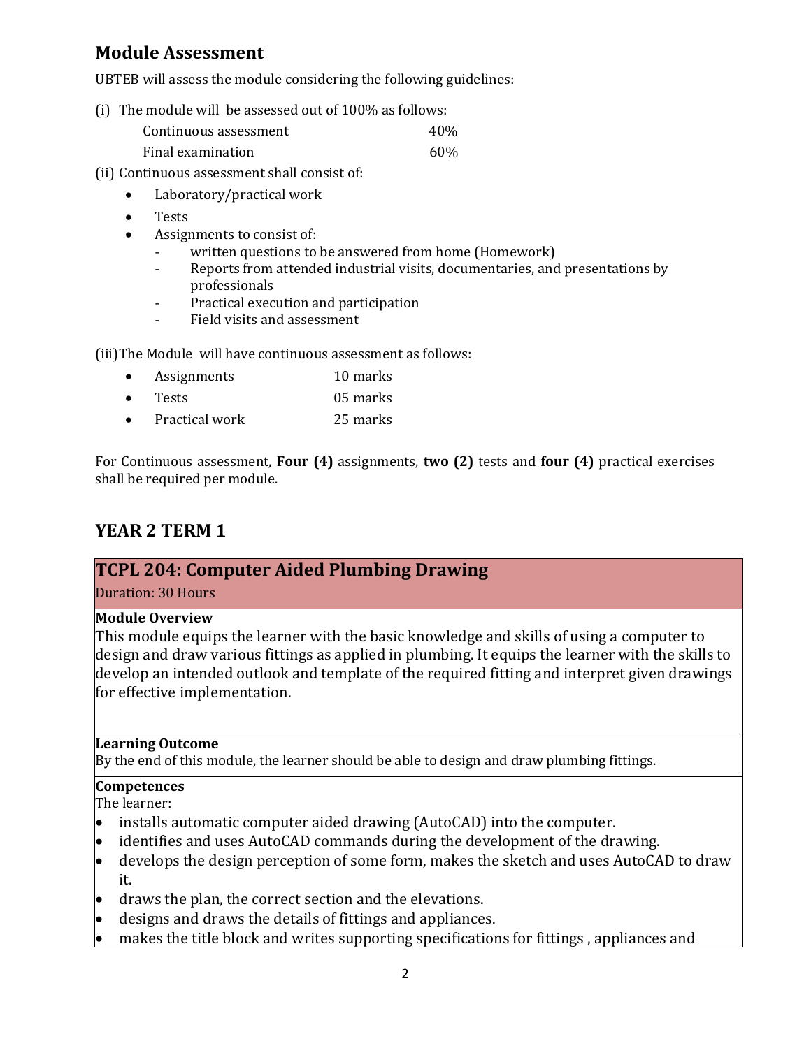## Module Assessment

UBTEB will assess the module considering the following guidelines:

(i) The module will be assessed out of 100% as follows:

| | |
|---|---|
| Continuous assessment | 40% |
| Final examination | 60% |

(ii) Continuous assessment shall consist of:

- Laboratory/practical work
- Tests
- Assignments to consist of:
  - written questions to be answered from home (Homework)
  - Reports from attended industrial visits, documentaries, and presentations by professionals
  - Practical execution and participation
  - Field visits and assessment

(iii) The Module will have continuous assessment as follows:

- Assignments 10 marks
- Tests 05 marks
- Practical work 25 marks

For Continuous assessment, **Four (4)** assignments, **two (2)** tests and **four (4)** practical exercises shall be required per module.

## YEAR 2 TERM 1

### TCPL 204: Computer Aided Plumbing Drawing

Duration: 30 Hours

**Module Overview**

This module equips the learner with the basic knowledge and skills of using a computer to design and draw various fittings as applied in plumbing. It equips the learner with the skills to develop an intended outlook and template of the required fitting and interpret given drawings for effective implementation.

**Learning Outcome**

By the end of this module, the learner should be able to design and draw plumbing fittings.

**Competences**

The learner:

- installs automatic computer aided drawing (AutoCAD) into the computer.
- identifies and uses AutoCAD commands during the development of the drawing.
- develops the design perception of some form, makes the sketch and uses AutoCAD to draw it.
- draws the plan, the correct section and the elevations.
- designs and draws the details of fittings and appliances.
- makes the title block and writes supporting specifications for fittings , appliances and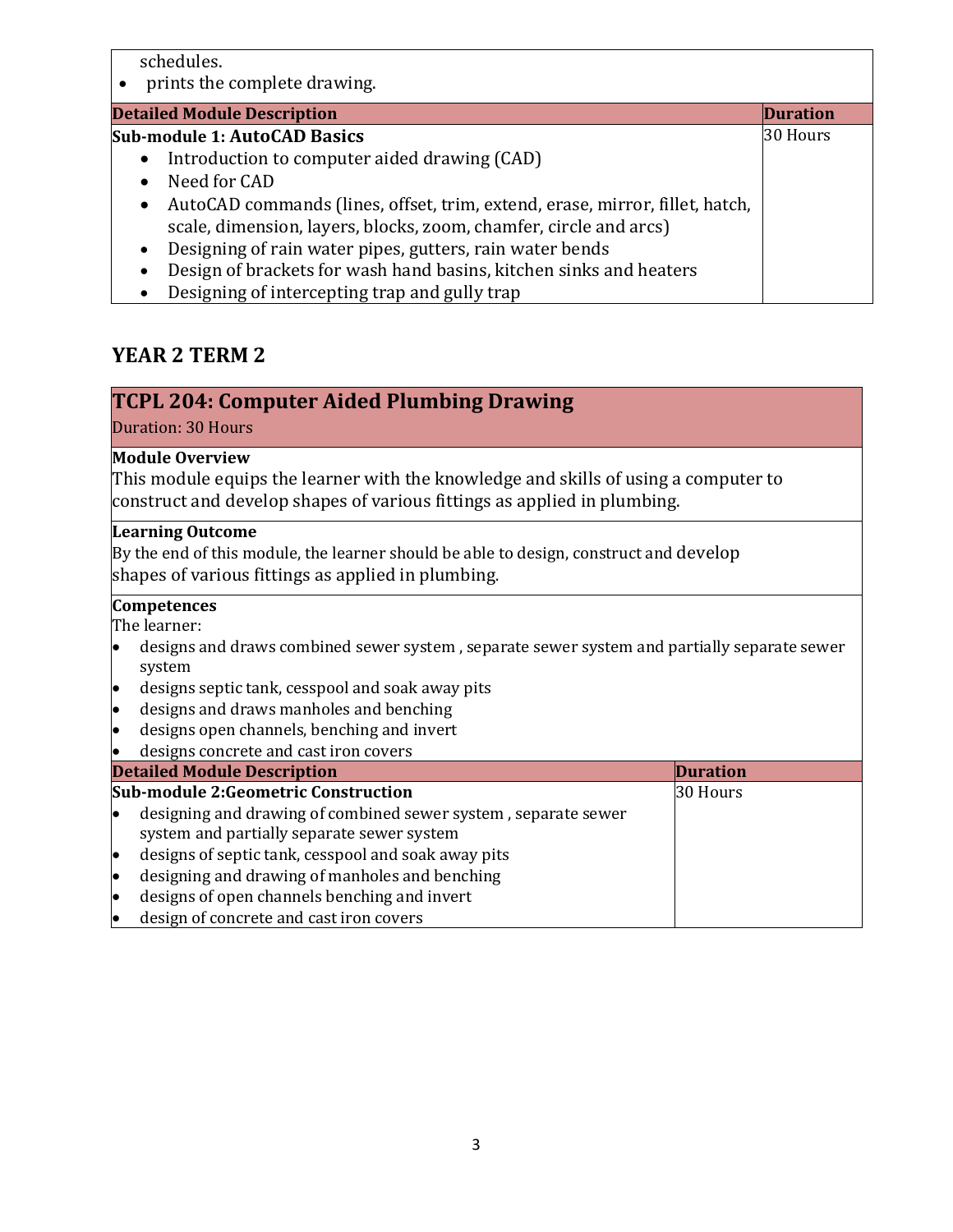schedules.

- prints the complete drawing.

| Detailed Module Description | Duration |
|---|---|
| **Sub-module 1: AutoCAD Basics**<br>• Introduction to computer aided drawing (CAD)<br>• Need for CAD<br>• AutoCAD commands (lines, offset, trim, extend, erase, mirror, fillet, hatch, scale, dimension, layers, blocks, zoom, chamfer, circle and arcs)<br>• Designing of rain water pipes, gutters, rain water bends<br>• Design of brackets for wash hand basins, kitchen sinks and heaters<br>• Designing of intercepting trap and gully trap | 30 Hours |

## YEAR 2 TERM 2

### TCPL 204: Computer Aided Plumbing Drawing

Duration: 30 Hours

**Module Overview**

This module equips the learner with the knowledge and skills of using a computer to construct and develop shapes of various fittings as applied in plumbing.

**Learning Outcome**

By the end of this module, the learner should be able to design, construct and develop shapes of various fittings as applied in plumbing.

**Competences**

The learner:

- designs and draws combined sewer system , separate sewer system and partially separate sewer system
- designs septic tank, cesspool and soak away pits
- designs and draws manholes and benching
- designs open channels, benching and invert
- designs concrete and cast iron covers

| Detailed Module Description | Duration |
|---|---|
| **Sub-module 2:Geometric Construction**<br>• designing and drawing of combined sewer system , separate sewer system and partially separate sewer system<br>• designs of septic tank, cesspool and soak away pits<br>• designing and drawing of manholes and benching<br>• designs of open channels benching and invert<br>• design of concrete and cast iron covers | 30 Hours |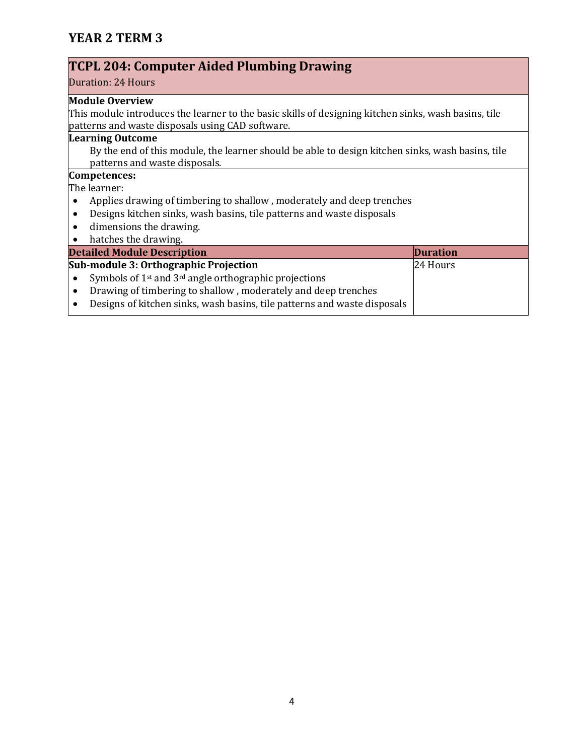## YEAR 2 TERM 3

### TCPL 204: Computer Aided Plumbing Drawing

Duration: 24 Hours

**Module Overview**

This module introduces the learner to the basic skills of designing kitchen sinks, wash basins, tile patterns and waste disposals using CAD software.

**Learning Outcome**

By the end of this module, the learner should be able to design kitchen sinks, wash basins, tile patterns and waste disposals.

**Competences:**

The learner:

- Applies drawing of timbering to shallow , moderately and deep trenches
- Designs kitchen sinks, wash basins, tile patterns and waste disposals
- dimensions the drawing.
- hatches the drawing.

| Detailed Module Description | Duration |
|---|---|
| **Sub-module 3: Orthographic Projection**<br>• Symbols of 1st and 3rd angle orthographic projections<br>• Drawing of timbering to shallow , moderately and deep trenches<br>• Designs of kitchen sinks, wash basins, tile patterns and waste disposals | 24 Hours |